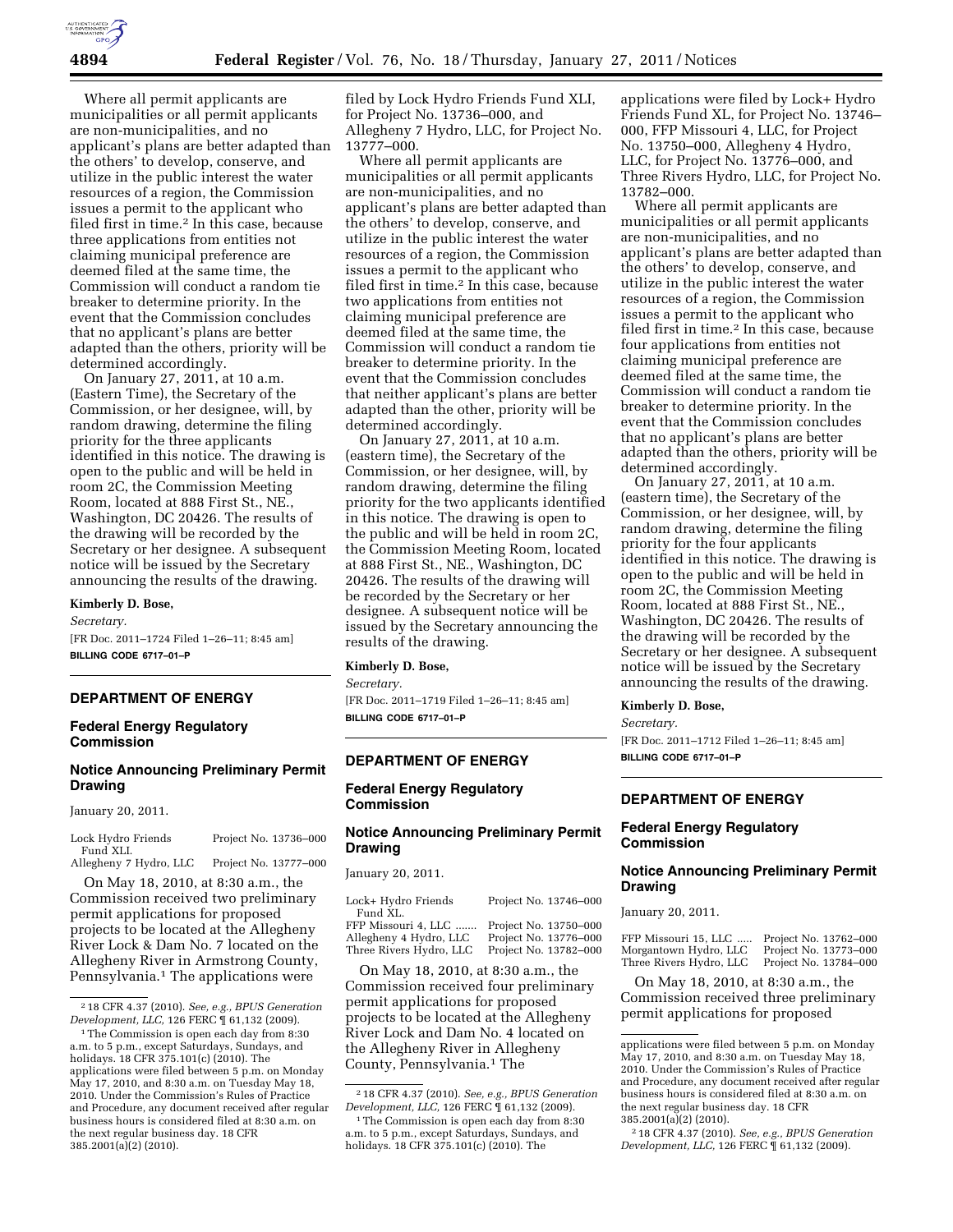Where all permit applicants are municipalities or all permit applicants are non-municipalities, and no applicant's plans are better adapted than the others' to develop, conserve, and utilize in the public interest the water resources of a region, the Commission issues a permit to the applicant who filed first in time.[2] In this case, because three applications from entities not claiming municipal preference are deemed filed at the same time, the Commission will conduct a random tie breaker to determine priority. In the event that the Commission concludes that no applicant's plans are better adapted than the others, priority will be determined accordingly.

On January 27, 2011, at 10 a.m. (Eastern Time), the Secretary of the Commission, or her designee, will, by random drawing, determine the filing priority for the three applicants identified in this notice. The drawing is open to the public and will be held in room 2C, the Commission Meeting Room, located at 888 First St., NE., Washington, DC 20426. The results of the drawing will be recorded by the Secretary or her designee. A subsequent notice will be issued by the Secretary announcing the results of the drawing.

**Kimberly D. Bose,**

*Secretary.*

[FR Doc. 2011–1724 Filed 1–26–11; 8:45 am]

**BILLING CODE 6717–01–P**

[2] 18 CFR 4.37 (2010). *See, e.g., BPUS Generation Development, LLC,* 126 FERC ¶ 61,132 (2009).

## DEPARTMENT OF ENERGY

### Federal Energy Regulatory Commission

### Notice Announcing Preliminary Permit Drawing

January 20, 2011.

| | |
|---|---|
| Lock Hydro Friends Fund XLI. | Project No. 13736–000 |
| Allegheny 7 Hydro, LLC | Project No. 13777–000 |

On May 18, 2010, at 8:30 a.m., the Commission received two preliminary permit applications for proposed projects to be located at the Allegheny River Lock & Dam No. 7 located on the Allegheny River in Armstrong County, Pennsylvania.[1] The applications were filed by Lock Hydro Friends Fund XLI, for Project No. 13736–000, and Allegheny 7 Hydro, LLC, for Project No. 13777–000.

Where all permit applicants are municipalities or all permit applicants are non-municipalities, and no applicant's plans are better adapted than the others' to develop, conserve, and utilize in the public interest the water resources of a region, the Commission issues a permit to the applicant who filed first in time.[2] In this case, because two applications from entities not claiming municipal preference are deemed filed at the same time, the Commission will conduct a random tie breaker to determine priority. In the event that the Commission concludes that neither applicant's plans are better adapted than the other, priority will be determined accordingly.

On January 27, 2011, at 10 a.m. (eastern time), the Secretary of the Commission, or her designee, will, by random drawing, determine the filing priority for the two applicants identified in this notice. The drawing is open to the public and will be held in room 2C, the Commission Meeting Room, located at 888 First St., NE., Washington, DC 20426. The results of the drawing will be recorded by the Secretary or her designee. A subsequent notice will be issued by the Secretary announcing the results of the drawing.

**Kimberly D. Bose,**

*Secretary.*

[FR Doc. 2011–1719 Filed 1–26–11; 8:45 am]

**BILLING CODE 6717–01–P**

[1] The Commission is open each day from 8:30 a.m. to 5 p.m., except Saturdays, Sundays, and holidays. 18 CFR 375.101(c) (2010). The applications were filed between 5 p.m. on Monday May 17, 2010, and 8:30 a.m. on Tuesday May 18, 2010. Under the Commission's Rules of Practice and Procedure, any document received after regular business hours is considered filed at 8:30 a.m. on the next regular business day. 18 CFR 385.2001(a)(2) (2010).

[2] 18 CFR 4.37 (2010). *See, e.g., BPUS Generation Development, LLC,* 126 FERC ¶ 61,132 (2009).

## DEPARTMENT OF ENERGY

### Federal Energy Regulatory Commission

### Notice Announcing Preliminary Permit Drawing

January 20, 2011.

| | |
|---|---|
| Lock+ Hydro Friends Fund XL. | Project No. 13746–000 |
| FFP Missouri 4, LLC ....... | Project No. 13750–000 |
| Allegheny 4 Hydro, LLC | Project No. 13776–000 |
| Three Rivers Hydro, LLC | Project No. 13782–000 |

On May 18, 2010, at 8:30 a.m., the Commission received four preliminary permit applications for proposed projects to be located at the Allegheny River Lock and Dam No. 4 located on the Allegheny River in Allegheny County, Pennsylvania.[1] The applications were filed by Lock+ Hydro Friends Fund XL, for Project No. 13746–000, FFP Missouri 4, LLC, for Project No. 13750–000, Allegheny 4 Hydro, LLC, for Project No. 13776–000, and Three Rivers Hydro, LLC, for Project No. 13782–000.

Where all permit applicants are municipalities or all permit applicants are non-municipalities, and no applicant's plans are better adapted than the others' to develop, conserve, and utilize in the public interest the water resources of a region, the Commission issues a permit to the applicant who filed first in time.[2] In this case, because four applications from entities not claiming municipal preference are deemed filed at the same time, the Commission will conduct a random tie breaker to determine priority. In the event that the Commission concludes that no applicant's plans are better adapted than the others, priority will be determined accordingly.

On January 27, 2011, at 10 a.m. (eastern time), the Secretary of the Commission, or her designee, will, by random drawing, determine the filing priority for the four applicants identified in this notice. The drawing is open to the public and will be held in room 2C, the Commission Meeting Room, located at 888 First St., NE., Washington, DC 20426. The results of the drawing will be recorded by the Secretary or her designee. A subsequent notice will be issued by the Secretary announcing the results of the drawing.

**Kimberly D. Bose,**

*Secretary.*

[FR Doc. 2011–1712 Filed 1–26–11; 8:45 am]

**BILLING CODE 6717–01–P**

[1] The Commission is open each day from 8:30 a.m. to 5 p.m., except Saturdays, Sundays, and holidays. 18 CFR 375.101(c) (2010). The applications were filed between 5 p.m. on Monday May 17, 2010, and 8:30 a.m. on Tuesday May 18, 2010. Under the Commission's Rules of Practice and Procedure, any document received after regular business hours is considered filed at 8:30 a.m. on the next regular business day. 18 CFR 385.2001(a)(2) (2010).

[2] 18 CFR 4.37 (2010). *See, e.g., BPUS Generation Development, LLC,* 126 FERC ¶ 61,132 (2009).

## DEPARTMENT OF ENERGY

### Federal Energy Regulatory Commission

### Notice Announcing Preliminary Permit Drawing

January 20, 2011.

| | |
|---|---|
| FFP Missouri 15, LLC ..... | Project No. 13762–000 |
| Morgantown Hydro, LLC | Project No. 13773–000 |
| Three Rivers Hydro, LLC | Project No. 13784–000 |

On May 18, 2010, at 8:30 a.m., the Commission received three preliminary permit applications for proposed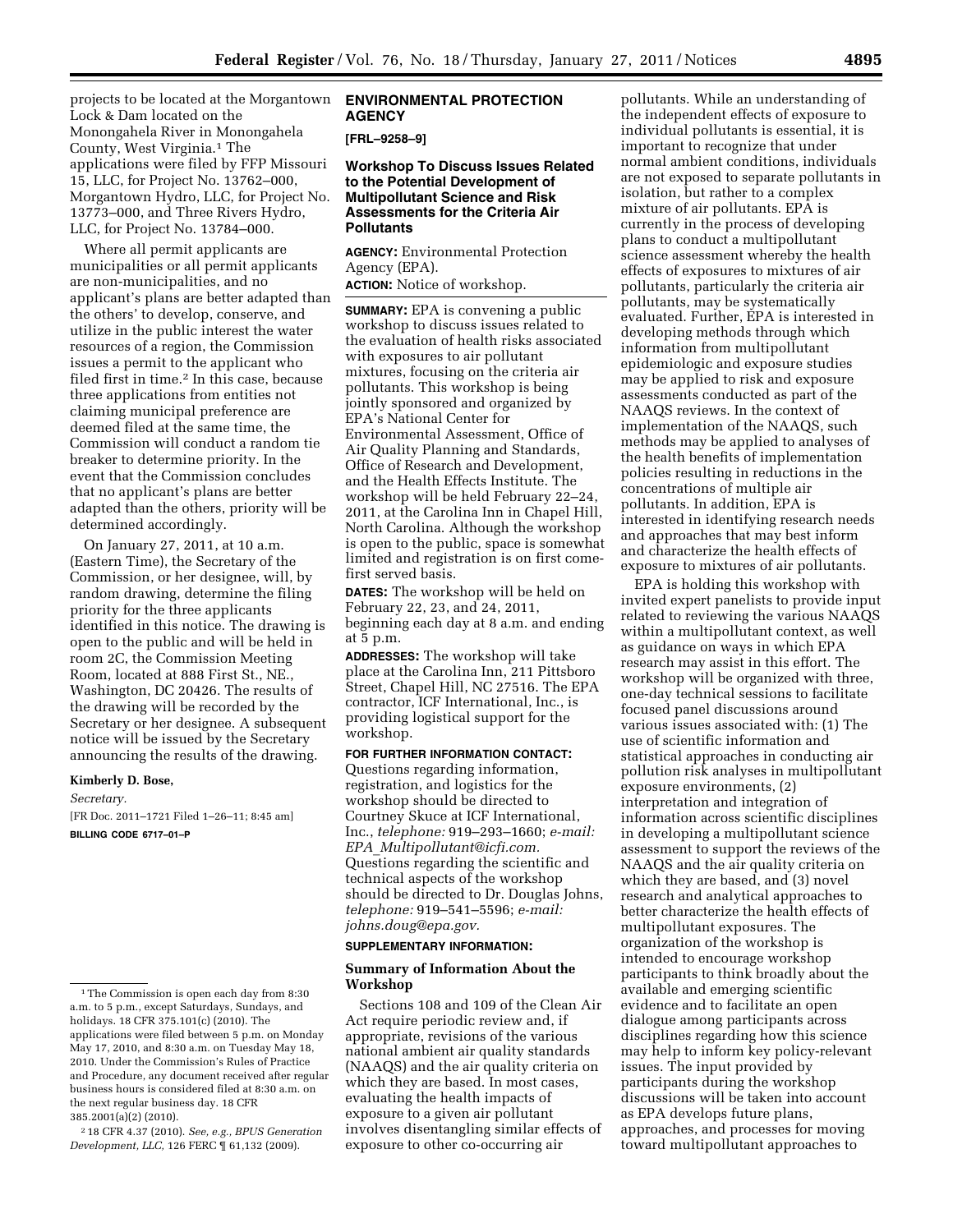projects to be located at the Morgantown Lock & Dam located on the Monongahela River in Monongahela County, West Virginia.[1] The applications were filed by FFP Missouri 15, LLC, for Project No. 13762–000, Morgantown Hydro, LLC, for Project No. 13773–000, and Three Rivers Hydro, LLC, for Project No. 13784–000.

Where all permit applicants are municipalities or all permit applicants are non-municipalities, and no applicant's plans are better adapted than the others' to develop, conserve, and utilize in the public interest the water resources of a region, the Commission issues a permit to the applicant who filed first in time.[2] In this case, because three applications from entities not claiming municipal preference are deemed filed at the same time, the Commission will conduct a random tie breaker to determine priority. In the event that the Commission concludes that no applicant's plans are better adapted than the others, priority will be determined accordingly.

On January 27, 2011, at 10 a.m. (Eastern Time), the Secretary of the Commission, or her designee, will, by random drawing, determine the filing priority for the three applicants identified in this notice. The drawing is open to the public and will be held in room 2C, the Commission Meeting Room, located at 888 First St., NE., Washington, DC 20426. The results of the drawing will be recorded by the Secretary or her designee. A subsequent notice will be issued by the Secretary announcing the results of the drawing.

**Kimberly D. Bose,**

*Secretary.*

[FR Doc. 2011–1721 Filed 1–26–11; 8:45 am]

**BILLING CODE 6717–01–P**

[1] The Commission is open each day from 8:30 a.m. to 5 p.m., except Saturdays, Sundays, and holidays. 18 CFR 375.101(c) (2010). The applications were filed between 5 p.m. on Monday May 17, 2010, and 8:30 a.m. on Tuesday May 18, 2010. Under the Commission's Rules of Practice and Procedure, any document received after regular business hours is considered filed at 8:30 a.m. on the next regular business day. 18 CFR 385.2001(a)(2) (2010).

[2] 18 CFR 4.37 (2010). *See, e.g., BPUS Generation Development, LLC,* 126 FERC ¶ 61,132 (2009).

## ENVIRONMENTAL PROTECTION AGENCY

**[FRL–9258–9]**

### Workshop To Discuss Issues Related to the Potential Development of Multipollutant Science and Risk Assessments for the Criteria Air Pollutants

**AGENCY:** Environmental Protection Agency (EPA).

**ACTION:** Notice of workshop.

**SUMMARY:** EPA is convening a public workshop to discuss issues related to the evaluation of health risks associated with exposures to air pollutant mixtures, focusing on the criteria air pollutants. This workshop is being jointly sponsored and organized by EPA's National Center for Environmental Assessment, Office of Air Quality Planning and Standards, Office of Research and Development, and the Health Effects Institute. The workshop will be held February 22–24, 2011, at the Carolina Inn in Chapel Hill, North Carolina. Although the workshop is open to the public, space is somewhat limited and registration is on first come-first served basis.

**DATES:** The workshop will be held on February 22, 23, and 24, 2011, beginning each day at 8 a.m. and ending at 5 p.m.

**ADDRESSES:** The workshop will take place at the Carolina Inn, 211 Pittsboro Street, Chapel Hill, NC 27516. The EPA contractor, ICF International, Inc., is providing logistical support for the workshop.

**FOR FURTHER INFORMATION CONTACT:** Questions regarding information, registration, and logistics for the workshop should be directed to Courtney Skuce at ICF International, Inc., *telephone:* 919–293–1660; *e-mail: EPA_Multipollutant@icfi.com.* Questions regarding the scientific and technical aspects of the workshop should be directed to Dr. Douglas Johns, *telephone:* 919–541–5596; *e-mail: johns.doug@epa.gov.*

**SUPPLEMENTARY INFORMATION:**

#### Summary of Information About the Workshop

Sections 108 and 109 of the Clean Air Act require periodic review and, if appropriate, revisions of the various national ambient air quality standards (NAAQS) and the air quality criteria on which they are based. In most cases, evaluating the health impacts of exposure to a given air pollutant involves disentangling similar effects of exposure to other co-occurring air pollutants. While an understanding of the independent effects of exposure to individual pollutants is essential, it is important to recognize that under normal ambient conditions, individuals are not exposed to separate pollutants in isolation, but rather to a complex mixture of air pollutants. EPA is currently in the process of developing plans to conduct a multipollutant science assessment whereby the health effects of exposures to mixtures of air pollutants, particularly the criteria air pollutants, may be systematically evaluated. Further, EPA is interested in developing methods through which information from multipollutant epidemiologic and exposure studies may be applied to risk and exposure assessments conducted as part of the NAAQS reviews. In the context of implementation of the NAAQS, such methods may be applied to analyses of the health benefits of implementation policies resulting in reductions in the concentrations of multiple air pollutants. In addition, EPA is interested in identifying research needs and approaches that may best inform and characterize the health effects of exposure to mixtures of air pollutants.

EPA is holding this workshop with invited expert panelists to provide input related to reviewing the various NAAQS within a multipollutant context, as well as guidance on ways in which EPA research may assist in this effort. The workshop will be organized with three, one-day technical sessions to facilitate focused panel discussions around various issues associated with: (1) The use of scientific information and statistical approaches in conducting air pollution risk analyses in multipollutant exposure environments, (2) interpretation and integration of information across scientific disciplines in developing a multipollutant science assessment to support the reviews of the NAAQS and the air quality criteria on which they are based, and (3) novel research and analytical approaches to better characterize the health effects of multipollutant exposures. The organization of the workshop is intended to encourage workshop participants to think broadly about the available and emerging scientific evidence and to facilitate an open dialogue among participants across disciplines regarding how this science may help to inform key policy-relevant issues. The input provided by participants during the workshop discussions will be taken into account as EPA develops future plans, approaches, and processes for moving toward multipollutant approaches to